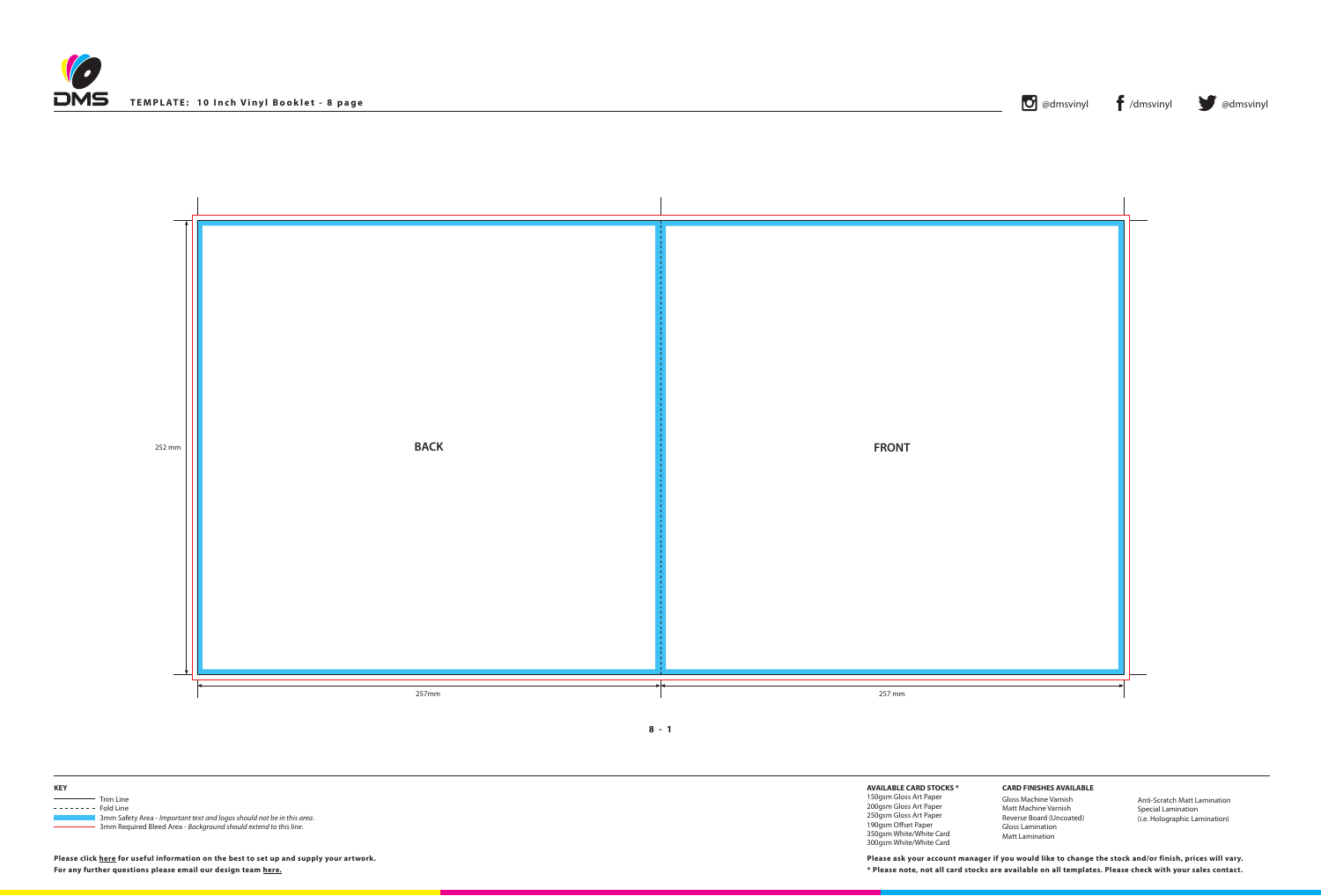**TEMPLATE: 10 Inch Vinyl Booklet - 8 page**

@dmsvinyl /dmsvinyl @dmsvinyl

252 mm

**BACK**

**FRONT**

257mm

257 mm

**8 - 1**

**KEY**

- Trim Line
- Fold Line
- 3mm Safety Area - *Important text and logos should not be in this area.*
- 3mm Required Bleed Area - *Background should extend to this line.*

**Please click here for useful information on the best to set up and supply your artwork.**
**For any further questions please email our design team here.**

**AVAILABLE CARD STOCKS \***

150gsm Gloss Art Paper
200gsm Gloss Art Paper
250gsm Gloss Art Paper
190gsm Offset Paper
350gsm White/White Card
300gsm White/White Card

**CARD FINISHES AVAILABLE**

Gloss Machine Varnish
Matt Machine Varnish
Reverse Board (Uncoated)
Gloss Lamination
Matt Lamination
Anti-Scratch Matt Lamination
Special Lamination
(i.e. Holographic Lamination)

**Please ask your account manager if you would like to change the stock and/or finish, prices will vary.**
**\* Please note, not all card stocks are available on all templates. Please check with your sales contact.**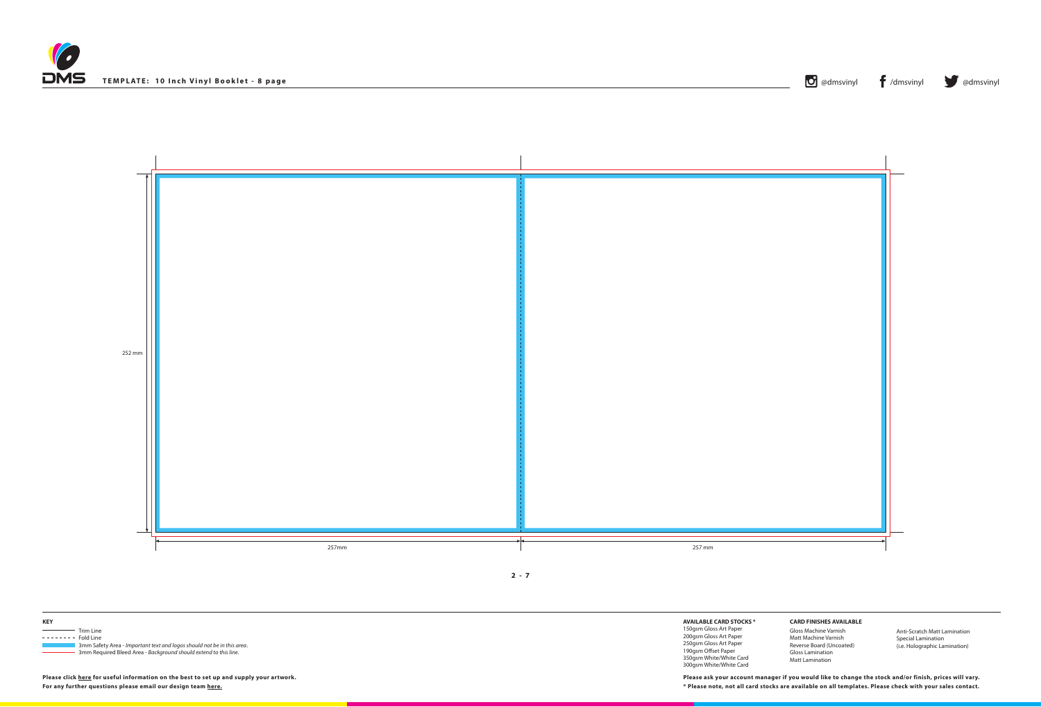**TEMPLATE: 10 Inch Vinyl Booklet - 8 page**

@dmsvinyl /dmsvinyl @dmsvinyl

252 mm

257mm

257 mm

**2 - 7**

**KEY**

- Trim Line
- Fold Line
- 3mm Safety Area - *Important text and logos should not be in this area.*
- 3mm Required Bleed Area - *Background should extend to this line.*

**Please click here for useful information on the best to set up and supply your artwork.**
**For any further questions please email our design team here.**

**AVAILABLE CARD STOCKS ***
150gsm Gloss Art Paper
200gsm Gloss Art Paper
250gsm Gloss Art Paper
190gsm Offset Paper
350gsm White/White Card
300gsm White/White Card

**CARD FINISHES AVAILABLE**
Gloss Machine Varnish
Matt Machine Varnish
Reverse Board (Uncoated)
Gloss Lamination
Matt Lamination

Anti-Scratch Matt Lamination
Special Lamination
(i.e. Holographic Lamination)

**Please ask your account manager if you would like to change the stock and/or finish, prices will vary.**
*** Please note, not all card stocks are available on all templates. Please check with your sales contact.**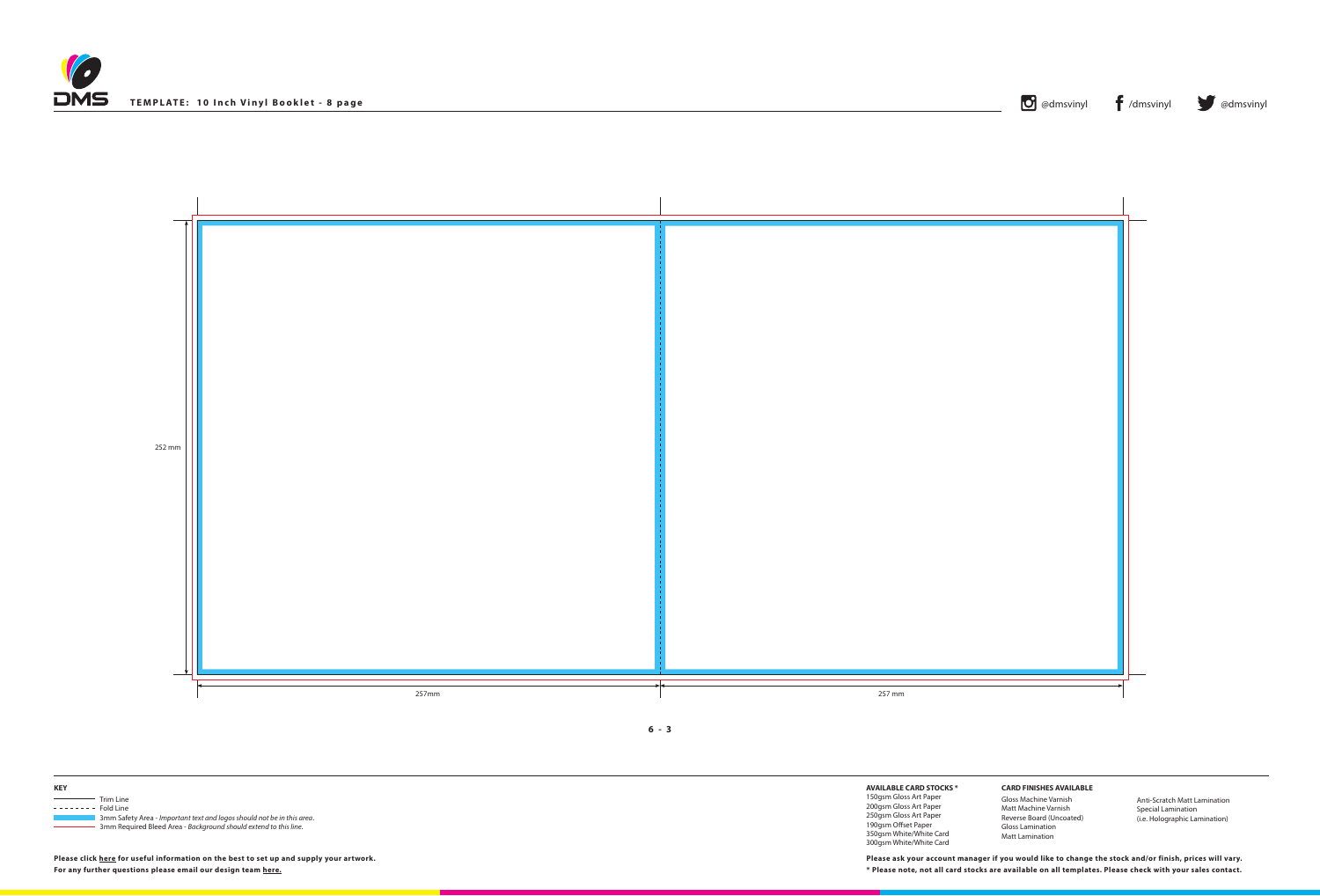TEMPLATE: 10 Inch Vinyl Booklet - 8 page

@dmsvinyl /dmsvinyl @dmsvinyl

252 mm

257mm

257 mm

6 - 3

**KEY**

- Trim Line
- Fold Line
- 3mm Safety Area - *Important text and logos should not be in this area.*
- 3mm Required Bleed Area - *Background should extend to this line.*

**Please click here for useful information on the best to set up and supply your artwork.**
**For any further questions please email our design team here.**

**AVAILABLE CARD STOCKS ***

150gsm Gloss Art Paper
200gsm Gloss Art Paper
250gsm Gloss Art Paper
190gsm Offset Paper
350gsm White/White Card
300gsm White/White Card

**CARD FINISHES AVAILABLE**

Gloss Machine Varnish
Matt Machine Varnish
Reverse Board (Uncoated)
Gloss Lamination
Matt Lamination

Anti-Scratch Matt Lamination
Special Lamination
(i.e. Holographic Lamination)

**Please ask your account manager if you would like to change the stock and/or finish, prices will vary.**
**\* Please note, not all card stocks are available on all templates. Please check with your sales contact.**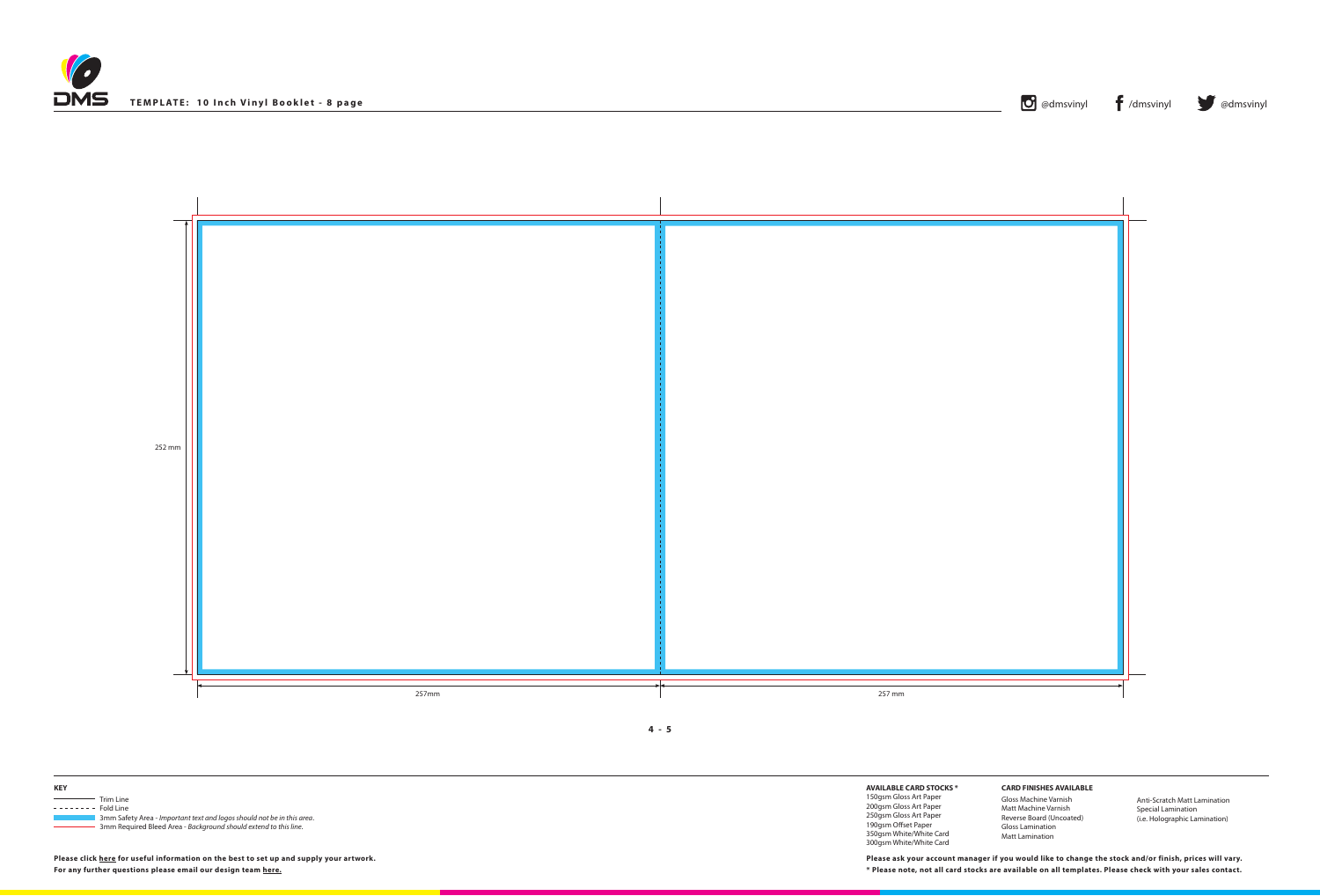**TEMPLATE: 10 Inch Vinyl Booklet - 8 page**

@dmsvinyl /dmsvinyl @dmsvinyl

252 mm

257mm

257 mm

**4 - 5**

**KEY**

Trim Line
Fold Line
3mm Safety Area - *Important text and logos should not be in this area.*
3mm Required Bleed Area - *Background should extend to this line.*

**Please click here for useful information on the best to set up and supply your artwork.**
**For any further questions please email our design team here.**

**AVAILABLE CARD STOCKS ***
150gsm Gloss Art Paper
200gsm Gloss Art Paper
250gsm Gloss Art Paper
190gsm Offset Paper
350gsm White/White Card
300gsm White/White Card

**CARD FINISHES AVAILABLE**
Gloss Machine Varnish
Matt Machine Varnish
Reverse Board (Uncoated)
Gloss Lamination
Matt Lamination

Anti-Scratch Matt Lamination
Special Lamination
(i.e. Holographic Lamination)

**Please ask your account manager if you would like to change the stock and/or finish, prices will vary.**
**\* Please note, not all card stocks are available on all templates. Please check with your sales contact.**